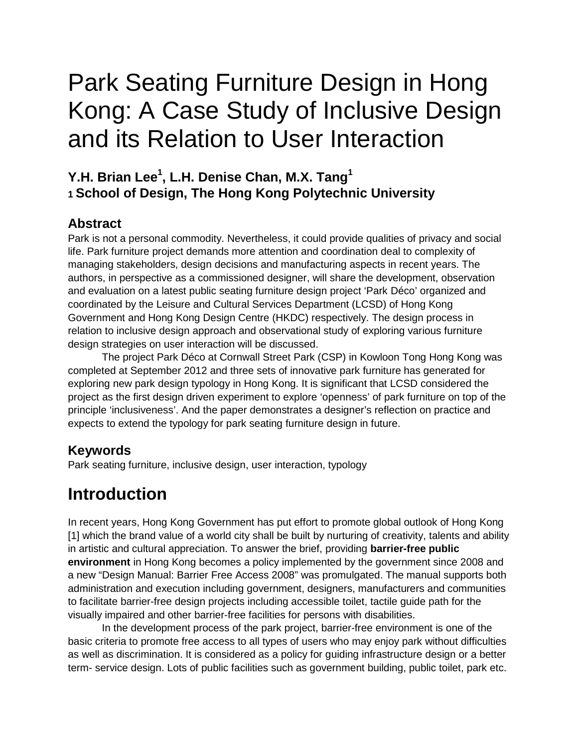# Park Seating Furniture Design in Hong Kong: A Case Study of Inclusive Design and its Relation to User Interaction

**Y.H. Brian Lee[1], L.H. Denise Chan, M.X. Tang[1]**
**[1] School of Design, The Hong Kong Polytechnic University**

## Abstract

Park is not a personal commodity. Nevertheless, it could provide qualities of privacy and social life. Park furniture project demands more attention and coordination deal to complexity of managing stakeholders, design decisions and manufacturing aspects in recent years. The authors, in perspective as a commissioned designer, will share the development, observation and evaluation on a latest public seating furniture design project 'Park Déco' organized and coordinated by the Leisure and Cultural Services Department (LCSD) of Hong Kong Government and Hong Kong Design Centre (HKDC) respectively. The design process in relation to inclusive design approach and observational study of exploring various furniture design strategies on user interaction will be discussed.

The project Park Déco at Cornwall Street Park (CSP) in Kowloon Tong Hong Kong was completed at September 2012 and three sets of innovative park furniture has generated for exploring new park design typology in Hong Kong. It is significant that LCSD considered the project as the first design driven experiment to explore 'openness' of park furniture on top of the principle 'inclusiveness'. And the paper demonstrates a designer's reflection on practice and expects to extend the typology for park seating furniture design in future.

## Keywords

Park seating furniture, inclusive design, user interaction, typology

# Introduction

In recent years, Hong Kong Government has put effort to promote global outlook of Hong Kong [1] which the brand value of a world city shall be built by nurturing of creativity, talents and ability in artistic and cultural appreciation. To answer the brief, providing **barrier-free public environment** in Hong Kong becomes a policy implemented by the government since 2008 and a new "Design Manual: Barrier Free Access 2008" was promulgated. The manual supports both administration and execution including government, designers, manufacturers and communities to facilitate barrier-free design projects including accessible toilet, tactile guide path for the visually impaired and other barrier-free facilities for persons with disabilities.

In the development process of the park project, barrier-free environment is one of the basic criteria to promote free access to all types of users who may enjoy park without difficulties as well as discrimination. It is considered as a policy for guiding infrastructure design or a better term- service design. Lots of public facilities such as government building, public toilet, park etc.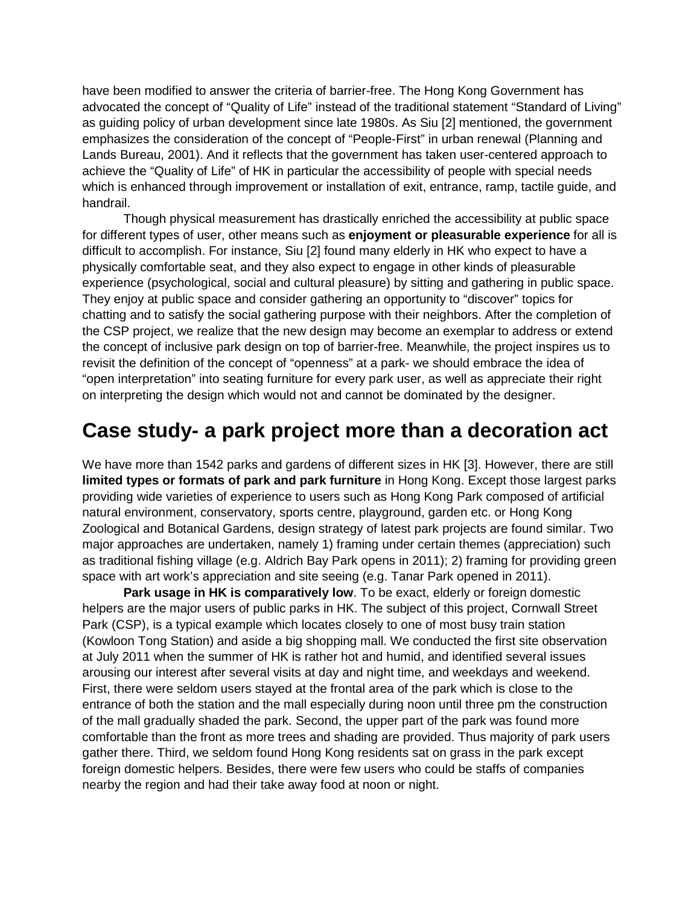have been modified to answer the criteria of barrier-free. The Hong Kong Government has advocated the concept of “Quality of Life” instead of the traditional statement “Standard of Living” as guiding policy of urban development since late 1980s. As Siu [2] mentioned, the government emphasizes the consideration of the concept of “People-First” in urban renewal (Planning and Lands Bureau, 2001). And it reflects that the government has taken user-centered approach to achieve the “Quality of Life” of HK in particular the accessibility of people with special needs which is enhanced through improvement or installation of exit, entrance, ramp, tactile guide, and handrail.

Though physical measurement has drastically enriched the accessibility at public space for different types of user, other means such as **enjoyment or pleasurable experience** for all is difficult to accomplish. For instance, Siu [2] found many elderly in HK who expect to have a physically comfortable seat, and they also expect to engage in other kinds of pleasurable experience (psychological, social and cultural pleasure) by sitting and gathering in public space. They enjoy at public space and consider gathering an opportunity to “discover” topics for chatting and to satisfy the social gathering purpose with their neighbors. After the completion of the CSP project, we realize that the new design may become an exemplar to address or extend the concept of inclusive park design on top of barrier-free. Meanwhile, the project inspires us to revisit the definition of the concept of “openness” at a park- we should embrace the idea of “open interpretation” into seating furniture for every park user, as well as appreciate their right on interpreting the design which would not and cannot be dominated by the designer.

# Case study- a park project more than a decoration act

We have more than 1542 parks and gardens of different sizes in HK [3]. However, there are still **limited types or formats of park and park furniture** in Hong Kong. Except those largest parks providing wide varieties of experience to users such as Hong Kong Park composed of artificial natural environment, conservatory, sports centre, playground, garden etc. or Hong Kong Zoological and Botanical Gardens, design strategy of latest park projects are found similar. Two major approaches are undertaken, namely 1) framing under certain themes (appreciation) such as traditional fishing village (e.g. Aldrich Bay Park opens in 2011); 2) framing for providing green space with art work’s appreciation and site seeing (e.g. Tanar Park opened in 2011).

**Park usage in HK is comparatively low**. To be exact, elderly or foreign domestic helpers are the major users of public parks in HK. The subject of this project, Cornwall Street Park (CSP), is a typical example which locates closely to one of most busy train station (Kowloon Tong Station) and aside a big shopping mall. We conducted the first site observation at July 2011 when the summer of HK is rather hot and humid, and identified several issues arousing our interest after several visits at day and night time, and weekdays and weekend. First, there were seldom users stayed at the frontal area of the park which is close to the entrance of both the station and the mall especially during noon until three pm the construction of the mall gradually shaded the park. Second, the upper part of the park was found more comfortable than the front as more trees and shading are provided. Thus majority of park users gather there. Third, we seldom found Hong Kong residents sat on grass in the park except foreign domestic helpers. Besides, there were few users who could be staffs of companies nearby the region and had their take away food at noon or night.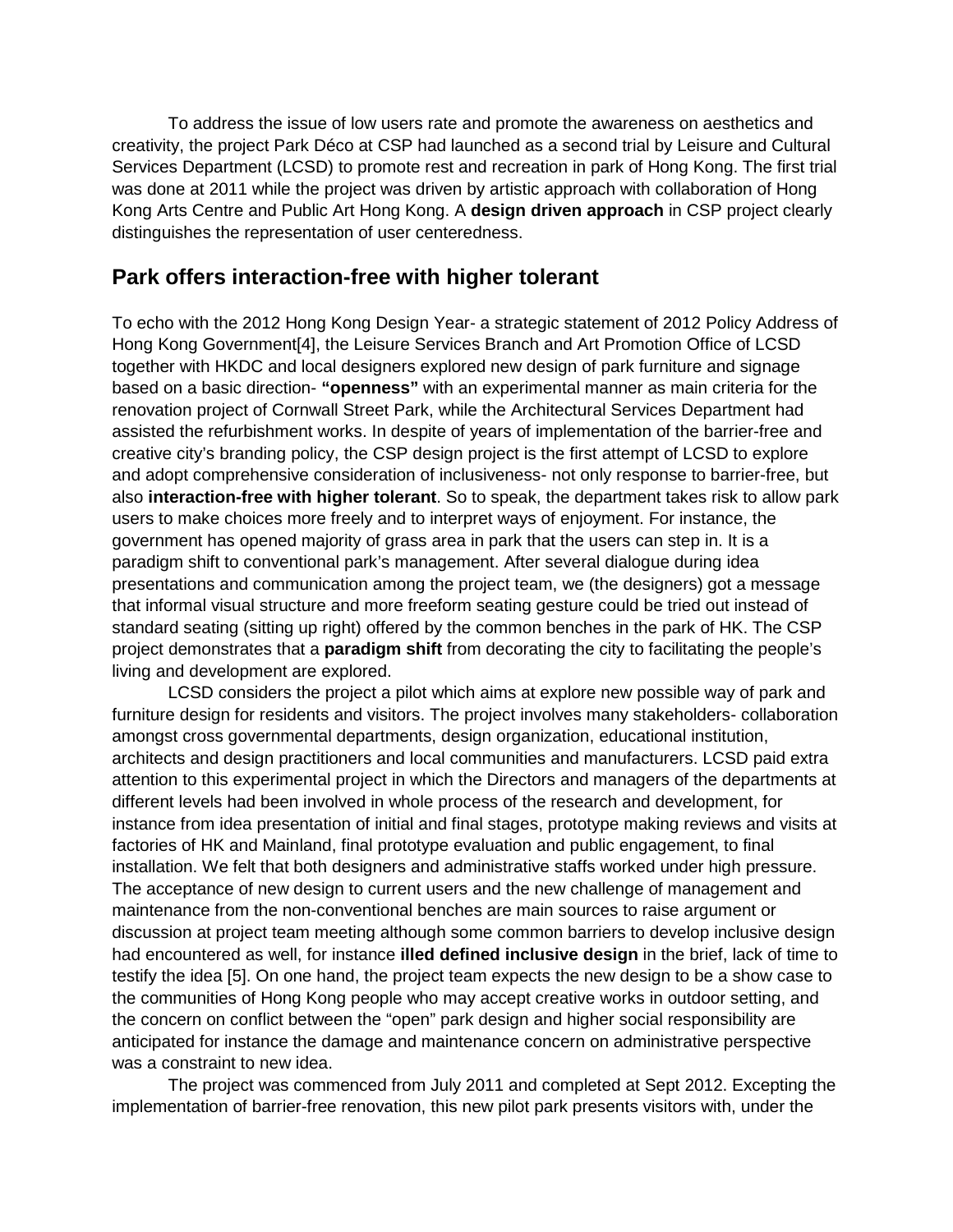To address the issue of low users rate and promote the awareness on aesthetics and creativity, the project Park Déco at CSP had launched as a second trial by Leisure and Cultural Services Department (LCSD) to promote rest and recreation in park of Hong Kong. The first trial was done at 2011 while the project was driven by artistic approach with collaboration of Hong Kong Arts Centre and Public Art Hong Kong. A **design driven approach** in CSP project clearly distinguishes the representation of user centeredness.

## Park offers interaction-free with higher tolerant

To echo with the 2012 Hong Kong Design Year- a strategic statement of 2012 Policy Address of Hong Kong Government[4], the Leisure Services Branch and Art Promotion Office of LCSD together with HKDC and local designers explored new design of park furniture and signage based on a basic direction- **"openness"** with an experimental manner as main criteria for the renovation project of Cornwall Street Park, while the Architectural Services Department had assisted the refurbishment works. In despite of years of implementation of the barrier-free and creative city's branding policy, the CSP design project is the first attempt of LCSD to explore and adopt comprehensive consideration of inclusiveness- not only response to barrier-free, but also **interaction-free with higher tolerant**. So to speak, the department takes risk to allow park users to make choices more freely and to interpret ways of enjoyment. For instance, the government has opened majority of grass area in park that the users can step in. It is a paradigm shift to conventional park's management. After several dialogue during idea presentations and communication among the project team, we (the designers) got a message that informal visual structure and more freeform seating gesture could be tried out instead of standard seating (sitting up right) offered by the common benches in the park of HK. The CSP project demonstrates that a **paradigm shift** from decorating the city to facilitating the people's living and development are explored.

LCSD considers the project a pilot which aims at explore new possible way of park and furniture design for residents and visitors. The project involves many stakeholders- collaboration amongst cross governmental departments, design organization, educational institution, architects and design practitioners and local communities and manufacturers. LCSD paid extra attention to this experimental project in which the Directors and managers of the departments at different levels had been involved in whole process of the research and development, for instance from idea presentation of initial and final stages, prototype making reviews and visits at factories of HK and Mainland, final prototype evaluation and public engagement, to final installation. We felt that both designers and administrative staffs worked under high pressure. The acceptance of new design to current users and the new challenge of management and maintenance from the non-conventional benches are main sources to raise argument or discussion at project team meeting although some common barriers to develop inclusive design had encountered as well, for instance **illed defined inclusive design** in the brief, lack of time to testify the idea [5]. On one hand, the project team expects the new design to be a show case to the communities of Hong Kong people who may accept creative works in outdoor setting, and the concern on conflict between the "open" park design and higher social responsibility are anticipated for instance the damage and maintenance concern on administrative perspective was a constraint to new idea.

The project was commenced from July 2011 and completed at Sept 2012. Excepting the implementation of barrier-free renovation, this new pilot park presents visitors with, under the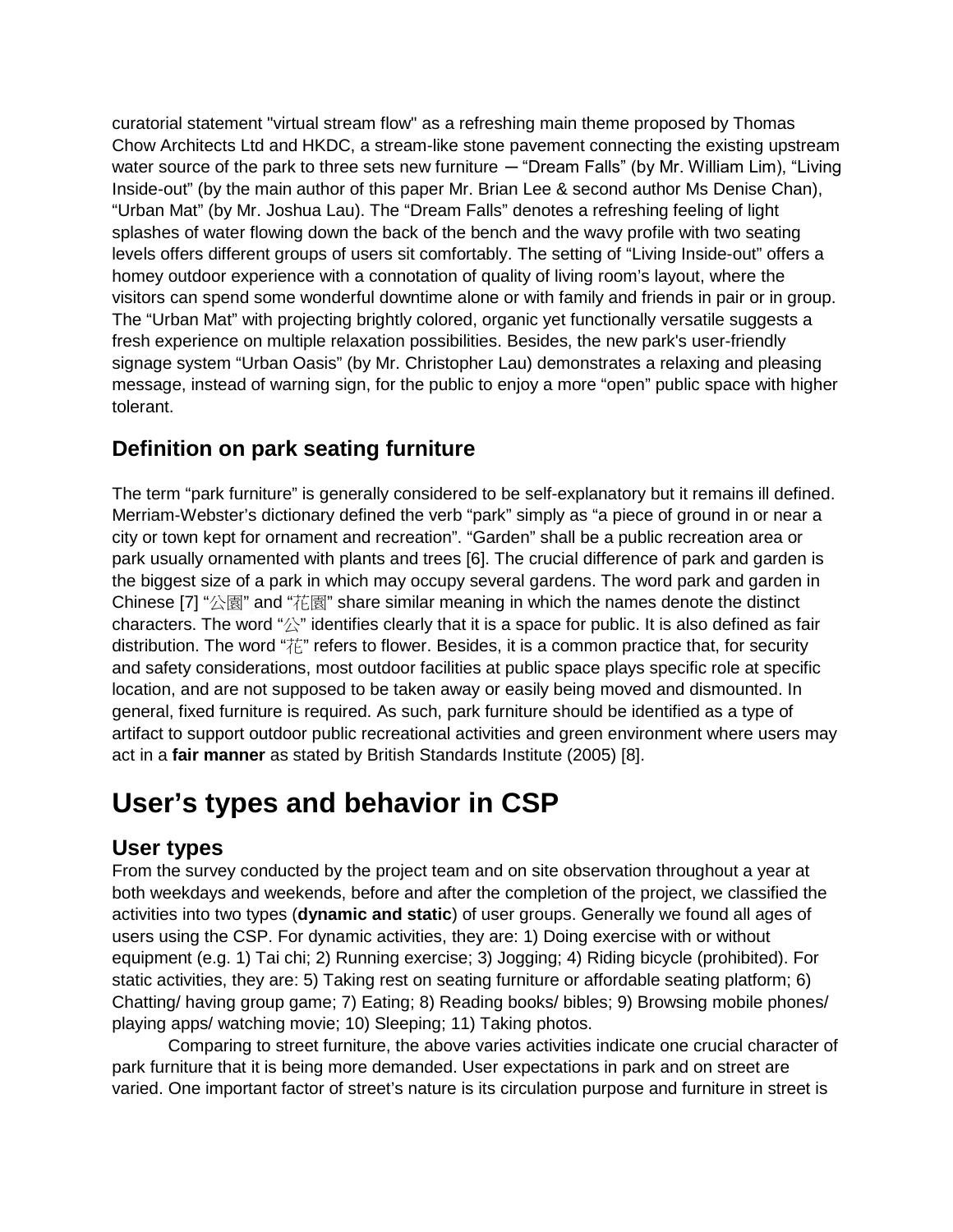curatorial statement "virtual stream flow" as a refreshing main theme proposed by Thomas Chow Architects Ltd and HKDC, a stream-like stone pavement connecting the existing upstream water source of the park to three sets new furniture ─ “Dream Falls” (by Mr. William Lim), “Living Inside-out” (by the main author of this paper Mr. Brian Lee & second author Ms Denise Chan), “Urban Mat” (by Mr. Joshua Lau). The “Dream Falls” denotes a refreshing feeling of light splashes of water flowing down the back of the bench and the wavy profile with two seating levels offers different groups of users sit comfortably. The setting of “Living Inside-out” offers a homey outdoor experience with a connotation of quality of living room’s layout, where the visitors can spend some wonderful downtime alone or with family and friends in pair or in group. The “Urban Mat” with projecting brightly colored, organic yet functionally versatile suggests a fresh experience on multiple relaxation possibilities. Besides, the new park's user-friendly signage system “Urban Oasis” (by Mr. Christopher Lau) demonstrates a relaxing and pleasing message, instead of warning sign, for the public to enjoy a more “open” public space with higher tolerant.

## Definition on park seating furniture

The term “park furniture” is generally considered to be self-explanatory but it remains ill defined. Merriam-Webster’s dictionary defined the verb “park” simply as “a piece of ground in or near a city or town kept for ornament and recreation”. “Garden” shall be a public recreation area or park usually ornamented with plants and trees [6]. The crucial difference of park and garden is the biggest size of a park in which may occupy several gardens. The word park and garden in Chinese [7] “公園” and “花園” share similar meaning in which the names denote the distinct characters. The word “公” identifies clearly that it is a space for public. It is also defined as fair distribution. The word “花” refers to flower. Besides, it is a common practice that, for security and safety considerations, most outdoor facilities at public space plays specific role at specific location, and are not supposed to be taken away or easily being moved and dismounted. In general, fixed furniture is required. As such, park furniture should be identified as a type of artifact to support outdoor public recreational activities and green environment where users may act in a **fair manner** as stated by British Standards Institute (2005) [8].

# User’s types and behavior in CSP

## User types

From the survey conducted by the project team and on site observation throughout a year at both weekdays and weekends, before and after the completion of the project, we classified the activities into two types (**dynamic and static**) of user groups. Generally we found all ages of users using the CSP. For dynamic activities, they are: 1) Doing exercise with or without equipment (e.g. 1) Tai chi; 2) Running exercise; 3) Jogging; 4) Riding bicycle (prohibited). For static activities, they are: 5) Taking rest on seating furniture or affordable seating platform; 6) Chatting/ having group game; 7) Eating; 8) Reading books/ bibles; 9) Browsing mobile phones/ playing apps/ watching movie; 10) Sleeping; 11) Taking photos.

Comparing to street furniture, the above varies activities indicate one crucial character of park furniture that it is being more demanded. User expectations in park and on street are varied. One important factor of street’s nature is its circulation purpose and furniture in street is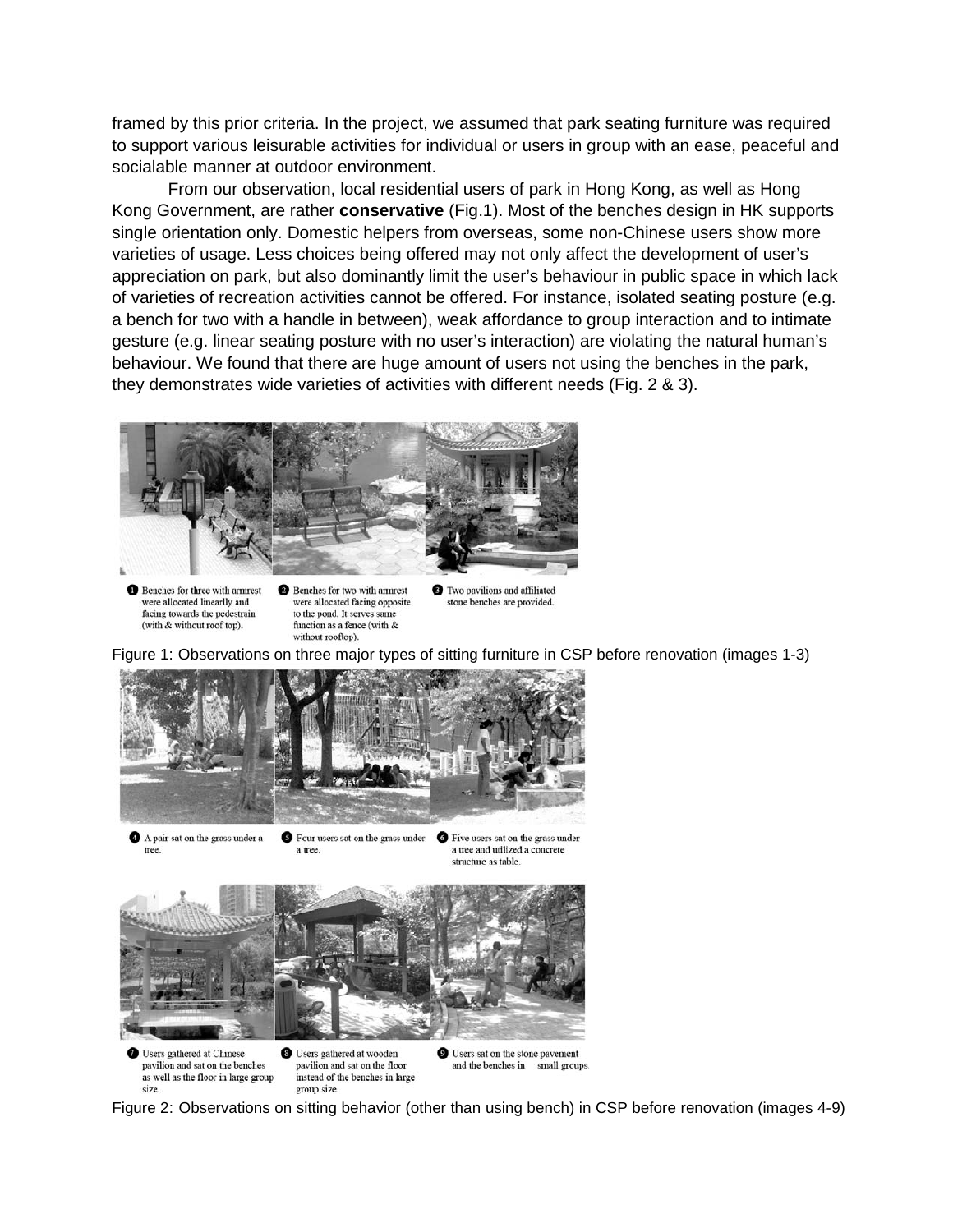framed by this prior criteria. In the project, we assumed that park seating furniture was required to support various leisurable activities for individual or users in group with an ease, peaceful and socialable manner at outdoor environment.

From our observation, local residential users of park in Hong Kong, as well as Hong Kong Government, are rather **conservative** (Fig.1). Most of the benches design in HK supports single orientation only. Domestic helpers from overseas, some non-Chinese users show more varieties of usage. Less choices being offered may not only affect the development of user's appreciation on park, but also dominantly limit the user's behaviour in public space in which lack of varieties of recreation activities cannot be offered. For instance, isolated seating posture (e.g. a bench for two with a handle in between), weak affordance to group interaction and to intimate gesture (e.g. linear seating posture with no user's interaction) are violating the natural human's behaviour. We found that there are huge amount of users not using the benches in the park, they demonstrates wide varieties of activities with different needs (Fig. 2 & 3).

❶ Benches for three with armrest were allocated linearlly and facing towards the pedestrain (with & without roof top).

❷ Benches for two with armrest were allocated facing opposite to the pond. It serves same function as a fence (with & without rooftop).

❸ Two pavilions and affiliated stone benches are provided.

Figure 1: Observations on three major types of sitting furniture in CSP before renovation (images 1-3)

❹ A pair sat on the grass under a tree.

❺ Four users sat on the grass under a tree.

❻ Five users sat on the grass under a tree and utilized a concrete structure as table.

❼ Users gathered at Chinese pavilion and sat on the benches as well as the floor in large group size.

❽ Users gathered at wooden pavilion and sat on the floor instead of the benches in large group size.

❾ Users sat on the stone pavement and the benches in small groups.

Figure 2: Observations on sitting behavior (other than using bench) in CSP before renovation (images 4-9)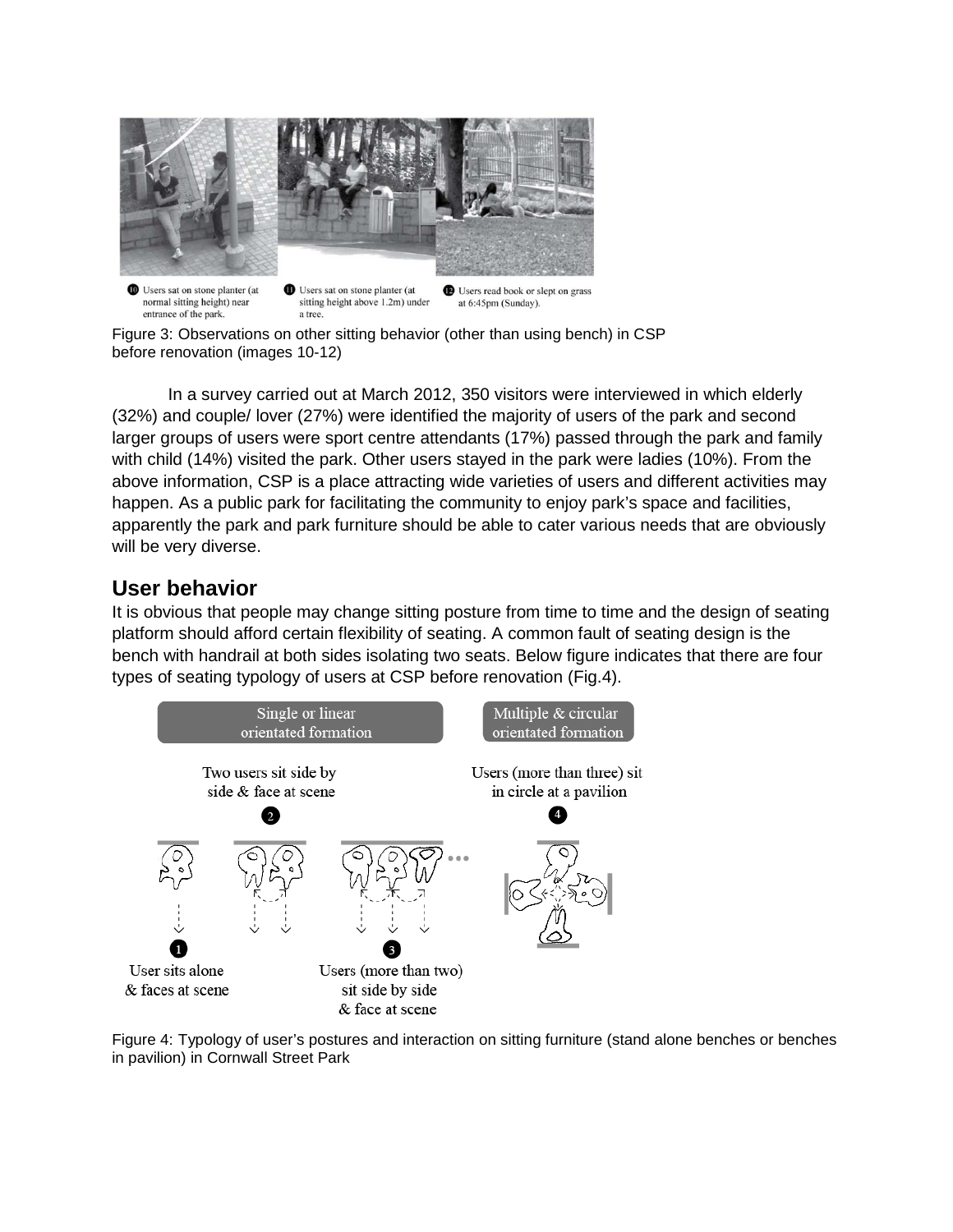Figure 3: Observations on other sitting behavior (other than using bench) in CSP before renovation (images 10-12)

In a survey carried out at March 2012, 350 visitors were interviewed in which elderly (32%) and couple/ lover (27%) were identified the majority of users of the park and second larger groups of users were sport centre attendants (17%) passed through the park and family with child (14%) visited the park. Other users stayed in the park were ladies (10%). From the above information, CSP is a place attracting wide varieties of users and different activities may happen. As a public park for facilitating the community to enjoy park's space and facilities, apparently the park and park furniture should be able to cater various needs that are obviously will be very diverse.

## User behavior

It is obvious that people may change sitting posture from time to time and the design of seating platform should afford certain flexibility of seating. A common fault of seating design is the bench with handrail at both sides isolating two seats. Below figure indicates that there are four types of seating typology of users at CSP before renovation (Fig.4).

Figure 4: Typology of user's postures and interaction on sitting furniture (stand alone benches or benches in pavilion) in Cornwall Street Park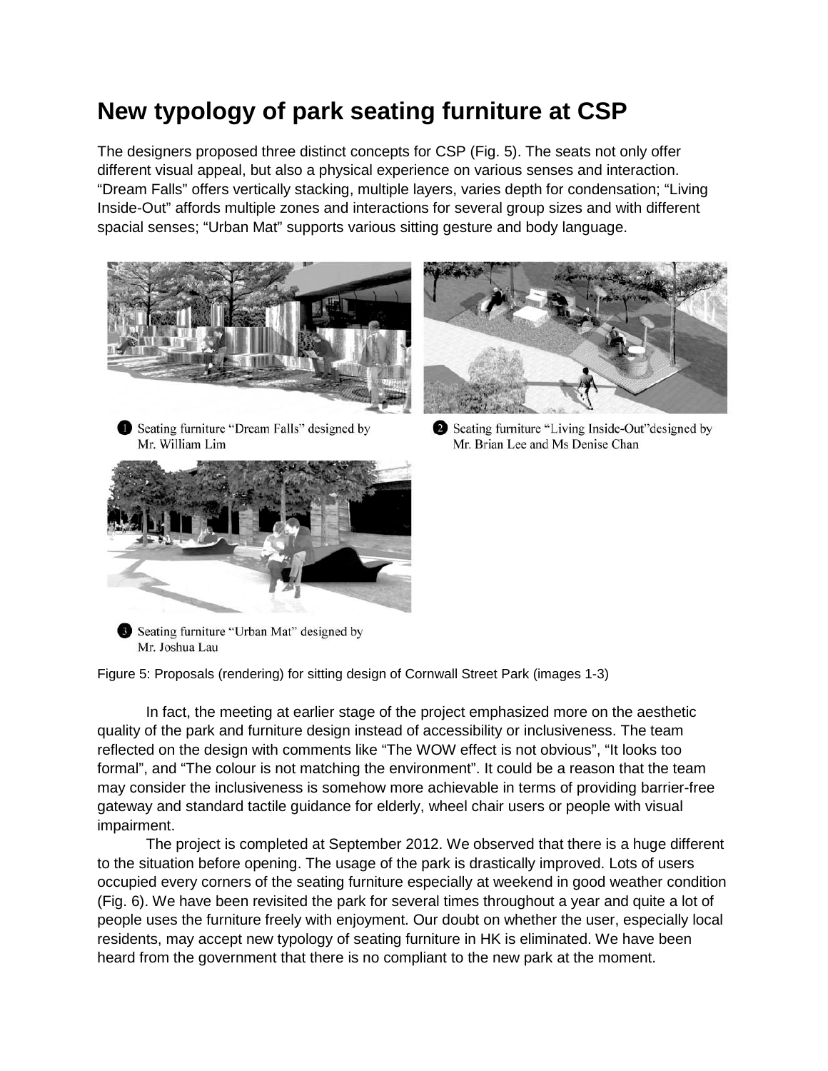# New typology of park seating furniture at CSP

The designers proposed three distinct concepts for CSP (Fig. 5). The seats not only offer different visual appeal, but also a physical experience on various senses and interaction. “Dream Falls” offers vertically stacking, multiple layers, varies depth for condensation; “Living Inside-Out” affords multiple zones and interactions for several group sizes and with different spacial senses; “Urban Mat” supports various sitting gesture and body language.

1 Seating furniture “Dream Falls” designed by Mr. William Lim

2 Seating furniture “Living Inside-Out” designed by Mr. Brian Lee and Ms Denise Chan

3 Seating furniture “Urban Mat” designed by Mr. Joshua Lau

Figure 5: Proposals (rendering) for sitting design of Cornwall Street Park (images 1-3)

In fact, the meeting at earlier stage of the project emphasized more on the aesthetic quality of the park and furniture design instead of accessibility or inclusiveness. The team reflected on the design with comments like “The WOW effect is not obvious”, “It looks too formal”, and “The colour is not matching the environment”. It could be a reason that the team may consider the inclusiveness is somehow more achievable in terms of providing barrier-free gateway and standard tactile guidance for elderly, wheel chair users or people with visual impairment.

The project is completed at September 2012. We observed that there is a huge different to the situation before opening. The usage of the park is drastically improved. Lots of users occupied every corners of the seating furniture especially at weekend in good weather condition (Fig. 6). We have been revisited the park for several times throughout a year and quite a lot of people uses the furniture freely with enjoyment. Our doubt on whether the user, especially local residents, may accept new typology of seating furniture in HK is eliminated. We have been heard from the government that there is no compliant to the new park at the moment.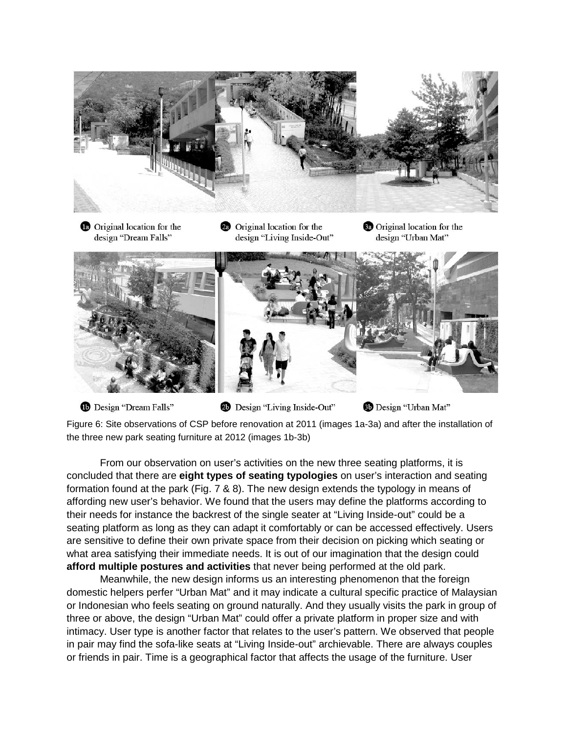1a Original location for the design "Dream Falls"

2a Original location for the design "Living Inside-Out"

3a Original location for the design "Urban Mat"

1b Design "Dream Falls"

2b Design "Living Inside-Out"

3b Design "Urban Mat"

Figure 6: Site observations of CSP before renovation at 2011 (images 1a-3a) and after the installation of the three new park seating furniture at 2012 (images 1b-3b)

From our observation on user's activities on the new three seating platforms, it is concluded that there are **eight types of seating typologies** on user's interaction and seating formation found at the park (Fig. 7 & 8). The new design extends the typology in means of affording new user's behavior. We found that the users may define the platforms according to their needs for instance the backrest of the single seater at "Living Inside-out" could be a seating platform as long as they can adapt it comfortably or can be accessed effectively. Users are sensitive to define their own private space from their decision on picking which seating or what area satisfying their immediate needs. It is out of our imagination that the design could **afford multiple postures and activities** that never being performed at the old park.

Meanwhile, the new design informs us an interesting phenomenon that the foreign domestic helpers perfer "Urban Mat" and it may indicate a cultural specific practice of Malaysian or Indonesian who feels seating on ground naturally. And they usually visits the park in group of three or above, the design "Urban Mat" could offer a private platform in proper size and with intimacy. User type is another factor that relates to the user's pattern. We observed that people in pair may find the sofa-like seats at "Living Inside-out" archievable. There are always couples or friends in pair. Time is a geographical factor that affects the usage of the furniture. User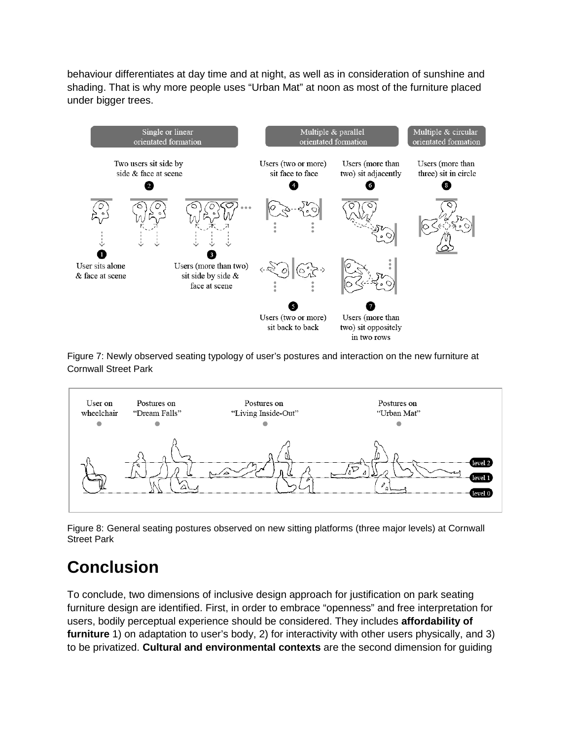behaviour differentiates at day time and at night, as well as in consideration of sunshine and shading. That is why more people uses “Urban Mat” at noon as most of the furniture placed under bigger trees.

Figure 7: Newly observed seating typology of user’s postures and interaction on the new furniture at Cornwall Street Park

Figure 8: General seating postures observed on new sitting platforms (three major levels) at Cornwall Street Park

# Conclusion

To conclude, two dimensions of inclusive design approach for justification on park seating furniture design are identified. First, in order to embrace “openness” and free interpretation for users, bodily perceptual experience should be considered. They includes **affordability of furniture** 1) on adaptation to user’s body, 2) for interactivity with other users physically, and 3) to be privatized. **Cultural and environmental contexts** are the second dimension for guiding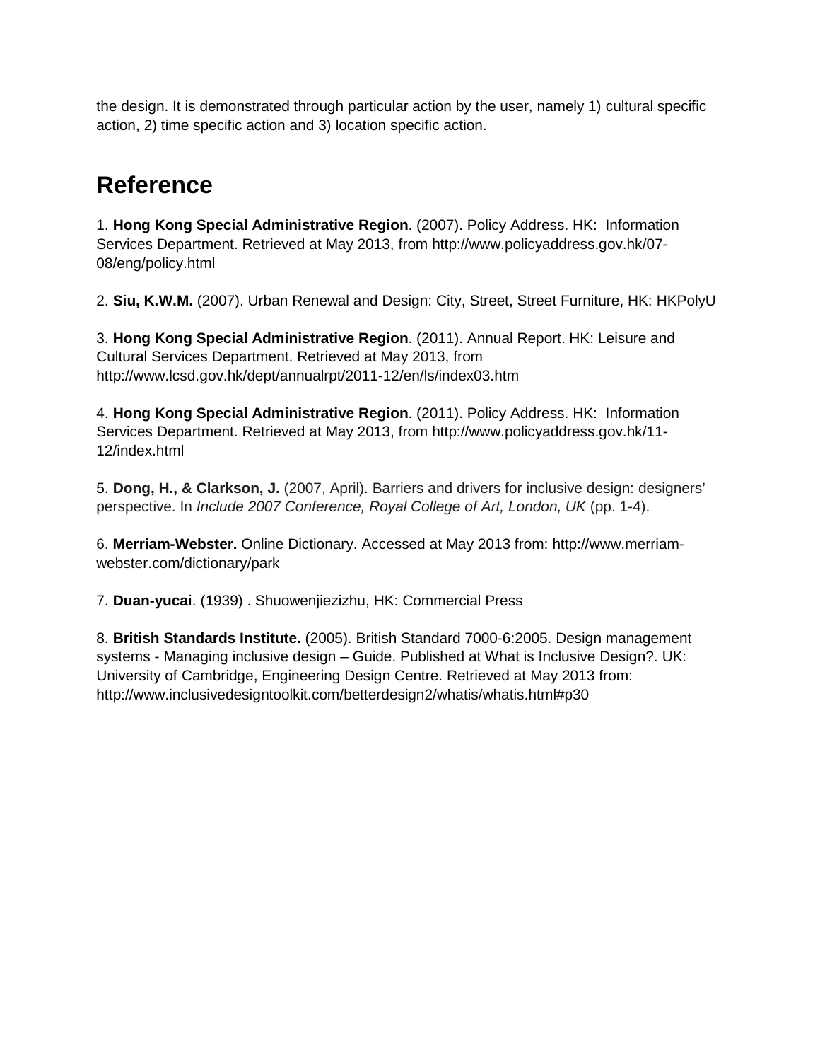the design. It is demonstrated through particular action by the user, namely 1) cultural specific action, 2) time specific action and 3) location specific action.

# Reference

1. **Hong Kong Special Administrative Region**. (2007). Policy Address. HK: Information Services Department. Retrieved at May 2013, from http://www.policyaddress.gov.hk/07-08/eng/policy.html

2. **Siu, K.W.M.** (2007). Urban Renewal and Design: City, Street, Street Furniture, HK: HKPolyU

3. **Hong Kong Special Administrative Region**. (2011). Annual Report. HK: Leisure and Cultural Services Department. Retrieved at May 2013, from http://www.lcsd.gov.hk/dept/annualrpt/2011-12/en/ls/index03.htm

4. **Hong Kong Special Administrative Region**. (2011). Policy Address. HK: Information Services Department. Retrieved at May 2013, from http://www.policyaddress.gov.hk/11-12/index.html

5. **Dong, H., & Clarkson, J.** (2007, April). Barriers and drivers for inclusive design: designers' perspective. In *Include 2007 Conference, Royal College of Art, London, UK* (pp. 1-4).

6. **Merriam-Webster.** Online Dictionary. Accessed at May 2013 from: http://www.merriam-webster.com/dictionary/park

7. **Duan-yucai**. (1939) . Shuowenjiezizhu, HK: Commercial Press

8. **British Standards Institute.** (2005). British Standard 7000-6:2005. Design management systems - Managing inclusive design – Guide. Published at What is Inclusive Design?. UK: University of Cambridge, Engineering Design Centre. Retrieved at May 2013 from: http://www.inclusivedesigntoolkit.com/betterdesign2/whatis/whatis.html#p30